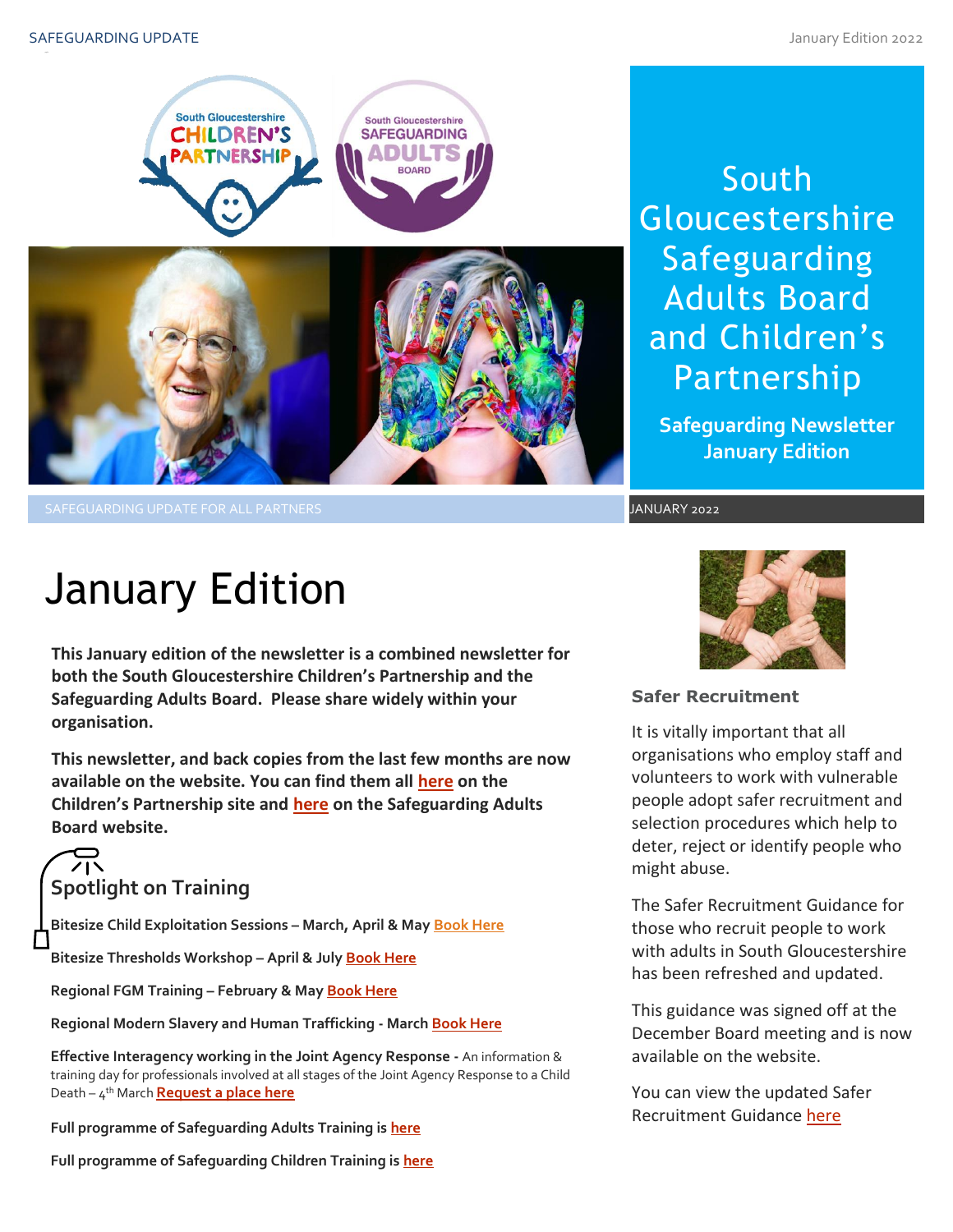# South Gloucestershire Safeguarding Adults Board and Children's Partnership

**Safeguarding Newsletter January Edition**

SAFEGUARDING UPDATE FOR ALL PARTNERS

JANUARY 2022

# January Edition

**This January edition of the newsletter is a combined newsletter for both the South Gloucestershire Children's Partnership and the Safeguarding Adults Board. Please share widely within your organisation.**

**This newsletter, and back copies from the last few months are now available on the website. You can find them all here on the Children's Partnership site and here on the Safeguarding Adults Board website.**

## Spotlight on Training

**Bitesize Child Exploitation Sessions – March, April & May** Book Here

**Bitesize Thresholds Workshop – April & July** Book Here

**Regional FGM Training – February & May** Book Here

**Regional Modern Slavery and Human Trafficking - March** Book Here

**Effective Interagency working in the Joint Agency Response** - An information & training day for professionals involved at all stages of the Joint Agency Response to a Child Death – 4th March **Request a place here**

**Full programme of Safeguarding Adults Training is here**

**Full programme of Safeguarding Children Training is here**

### Safer Recruitment

It is vitally important that all organisations who employ staff and volunteers to work with vulnerable people adopt safer recruitment and selection procedures which help to deter, reject or identify people who might abuse.

The Safer Recruitment Guidance for those who recruit people to work with adults in South Gloucestershire has been refreshed and updated.

This guidance was signed off at the December Board meeting and is now available on the website.

You can view the updated Safer Recruitment Guidance here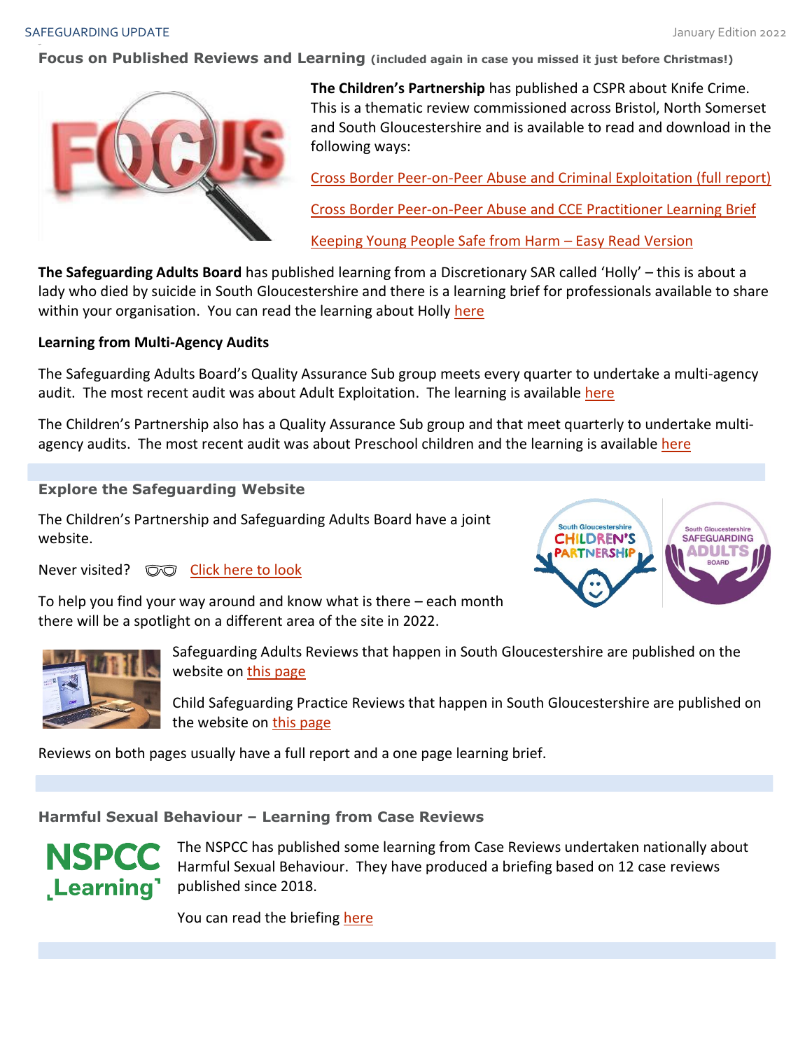## Focus on Published Reviews and Learning (included again in case you missed it just before Christmas!)

**The Children's Partnership** has published a CSPR about Knife Crime. This is a thematic review commissioned across Bristol, North Somerset and South Gloucestershire and is available to read and download in the following ways:

Cross Border Peer-on-Peer Abuse and Criminal Exploitation (full report)

Cross Border Peer-on-Peer Abuse and CCE Practitioner Learning Brief

Keeping Young People Safe from Harm – Easy Read Version

**The Safeguarding Adults Board** has published learning from a Discretionary SAR called 'Holly' – this is about a lady who died by suicide in South Gloucestershire and there is a learning brief for professionals available to share within your organisation. You can read the learning about Holly here

**Learning from Multi-Agency Audits**

The Safeguarding Adults Board's Quality Assurance Sub group meets every quarter to undertake a multi-agency audit. The most recent audit was about Adult Exploitation. The learning is available here

The Children's Partnership also has a Quality Assurance Sub group and that meet quarterly to undertake multi-agency audits. The most recent audit was about Preschool children and the learning is available here

## Explore the Safeguarding Website

The Children's Partnership and Safeguarding Adults Board have a joint website.

Never visited? Click here to look

To help you find your way around and know what is there – each month there will be a spotlight on a different area of the site in 2022.

Safeguarding Adults Reviews that happen in South Gloucestershire are published on the website on this page

Child Safeguarding Practice Reviews that happen in South Gloucestershire are published on the website on this page

Reviews on both pages usually have a full report and a one page learning brief.

## Harmful Sexual Behaviour – Learning from Case Reviews

The NSPCC has published some learning from Case Reviews undertaken nationally about Harmful Sexual Behaviour. They have produced a briefing based on 12 case reviews published since 2018.

You can read the briefing here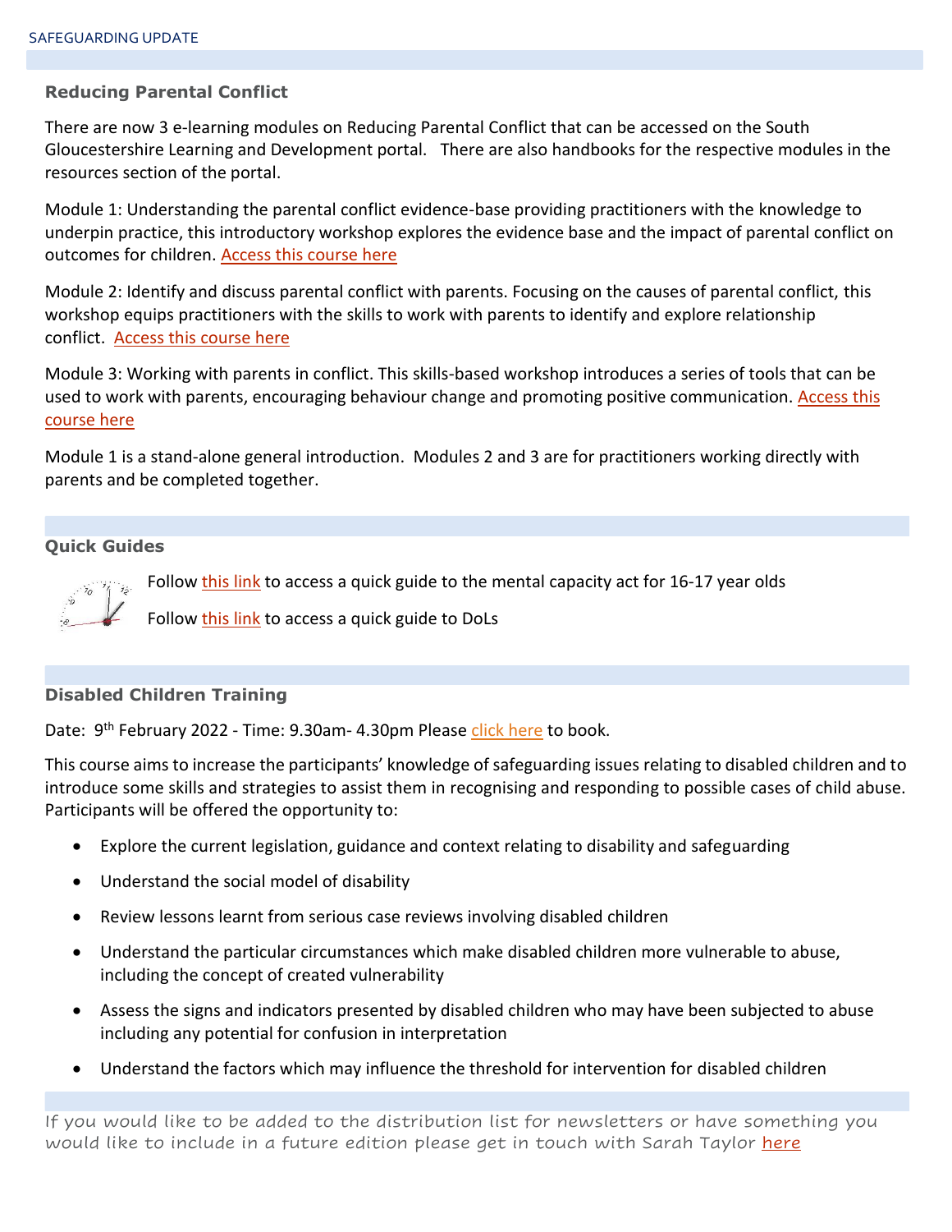## Reducing Parental Conflict

There are now 3 e-learning modules on Reducing Parental Conflict that can be accessed on the South Gloucestershire Learning and Development portal. There are also handbooks for the respective modules in the resources section of the portal.

Module 1: Understanding the parental conflict evidence-base providing practitioners with the knowledge to underpin practice, this introductory workshop explores the evidence base and the impact of parental conflict on outcomes for children. Access this course here

Module 2: Identify and discuss parental conflict with parents. Focusing on the causes of parental conflict, this workshop equips practitioners with the skills to work with parents to identify and explore relationship conflict. Access this course here

Module 3: Working with parents in conflict. This skills-based workshop introduces a series of tools that can be used to work with parents, encouraging behaviour change and promoting positive communication. Access this course here

Module 1 is a stand-alone general introduction. Modules 2 and 3 are for practitioners working directly with parents and be completed together.

## Quick Guides

Follow this link to access a quick guide to the mental capacity act for 16-17 year olds

Follow this link to access a quick guide to DoLs

## Disabled Children Training

Date: 9th February 2022 - Time: 9.30am- 4.30pm Please click here to book.

This course aims to increase the participants' knowledge of safeguarding issues relating to disabled children and to introduce some skills and strategies to assist them in recognising and responding to possible cases of child abuse. Participants will be offered the opportunity to:

- Explore the current legislation, guidance and context relating to disability and safeguarding
- Understand the social model of disability
- Review lessons learnt from serious case reviews involving disabled children
- Understand the particular circumstances which make disabled children more vulnerable to abuse, including the concept of created vulnerability
- Assess the signs and indicators presented by disabled children who may have been subjected to abuse including any potential for confusion in interpretation
- Understand the factors which may influence the threshold for intervention for disabled children

If you would like to be added to the distribution list for newsletters or have something you would like to include in a future edition please get in touch with Sarah Taylor here